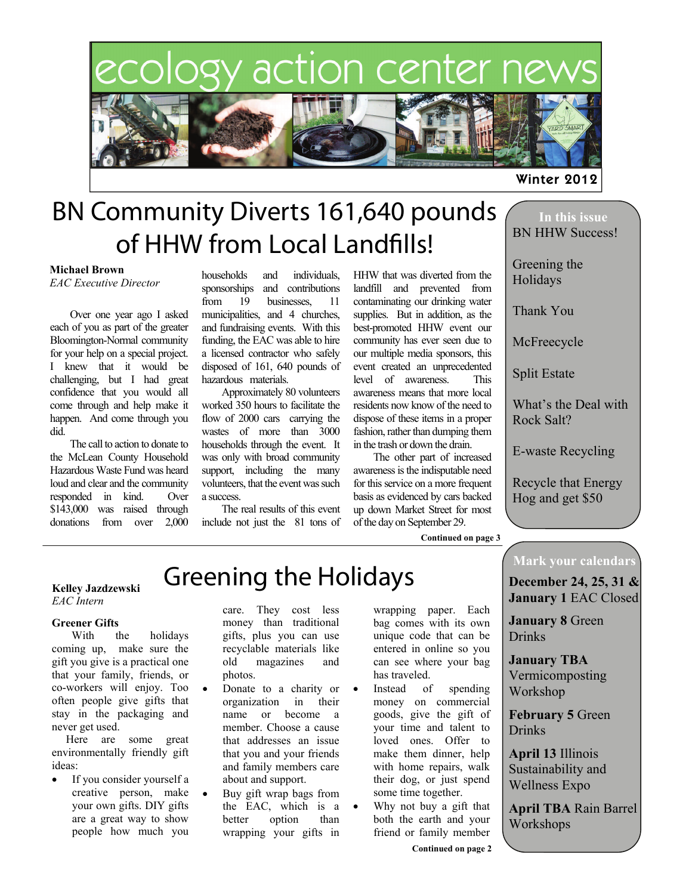# ecology action center news

Winter 2012

# BN Community Diverts 161,640 pounds of HHW from Local Landfills!

**Michael Brown**
*EAC Executive Director*

Over one year ago I asked each of you as part of the greater Bloomington-Normal community for your help on a special project. I knew that it would be challenging, but I had great confidence that you would all come through and help make it happen. And come through you did.

The call to action to donate to the McLean County Household Hazardous Waste Fund was heard loud and clear and the community responded in kind. Over $143,000 was raised through donations from over 2,000 households and individuals, sponsorships and contributions from 19 businesses, 11 municipalities, and 4 churches, and fundraising events. With this funding, the EAC was able to hire a licensed contractor who safely disposed of 161, 640 pounds of hazardous materials.

Approximately 80 volunteers worked 350 hours to facilitate the flow of 2000 cars carrying the wastes of more than 3000 households through the event. It was only with broad community support, including the many volunteers, that the event was such a success.

The real results of this event include not just the 81 tons of HHW that was diverted from the landfill and prevented from contaminating our drinking water supplies. But in addition, as the best-promoted HHW event our community has ever seen due to our multiple media sponsors, this event created an unprecedented level of awareness. This awareness means that more local residents now know of the need to dispose of these items in a proper fashion, rather than dumping them in the trash or down the drain.

The other part of increased awareness is the indisputable need for this service on a more frequent basis as evidenced by cars backed up down Market Street for most of the day on September 29.

**Continued on page 3**

# Greening the Holidays

**Kelley Jazdzewski**
*EAC Intern*

**Greener Gifts**

With the holidays coming up, make sure the gift you give is a practical one that your family, friends, or co-workers will enjoy. Too often people give gifts that stay in the packaging and never get used.

Here are some great environmentally friendly gift ideas:

- If you consider yourself a creative person, make your own gifts. DIY gifts are a great way to show people how much you care. They cost less money than traditional gifts, plus you can use recyclable materials like old magazines and photos.
- Donate to a charity or organization in their name or become a member. Choose a cause that addresses an issue that you and your friends and family members care about and support.
- Buy gift wrap bags from the EAC, which is a better option than wrapping your gifts in wrapping paper. Each bag comes with its own unique code that can be entered in online so you can see where your bag has traveled.
- Instead of spending money on commercial goods, give the gift of your time and talent to loved ones. Offer to make them dinner, help with home repairs, walk their dog, or just spend some time together.
- Why not buy a gift that both the earth and your friend or family member

**Continued on page 2**

---

**In this issue**

- BN HHW Success!
- Greening the Holidays
- Thank You
- McFreecycle
- Split Estate
- What's the Deal with Rock Salt?
- E-waste Recycling
- Recycle that Energy Hog and get $50

**Mark your calendars**

**December 24, 25, 31 & January 1** EAC Closed

**January 8** Green Drinks

**January TBA** Vermicomposting Workshop

**February 5** Green Drinks

**April 13** Illinois Sustainability and Wellness Expo

**April TBA** Rain Barrel Workshops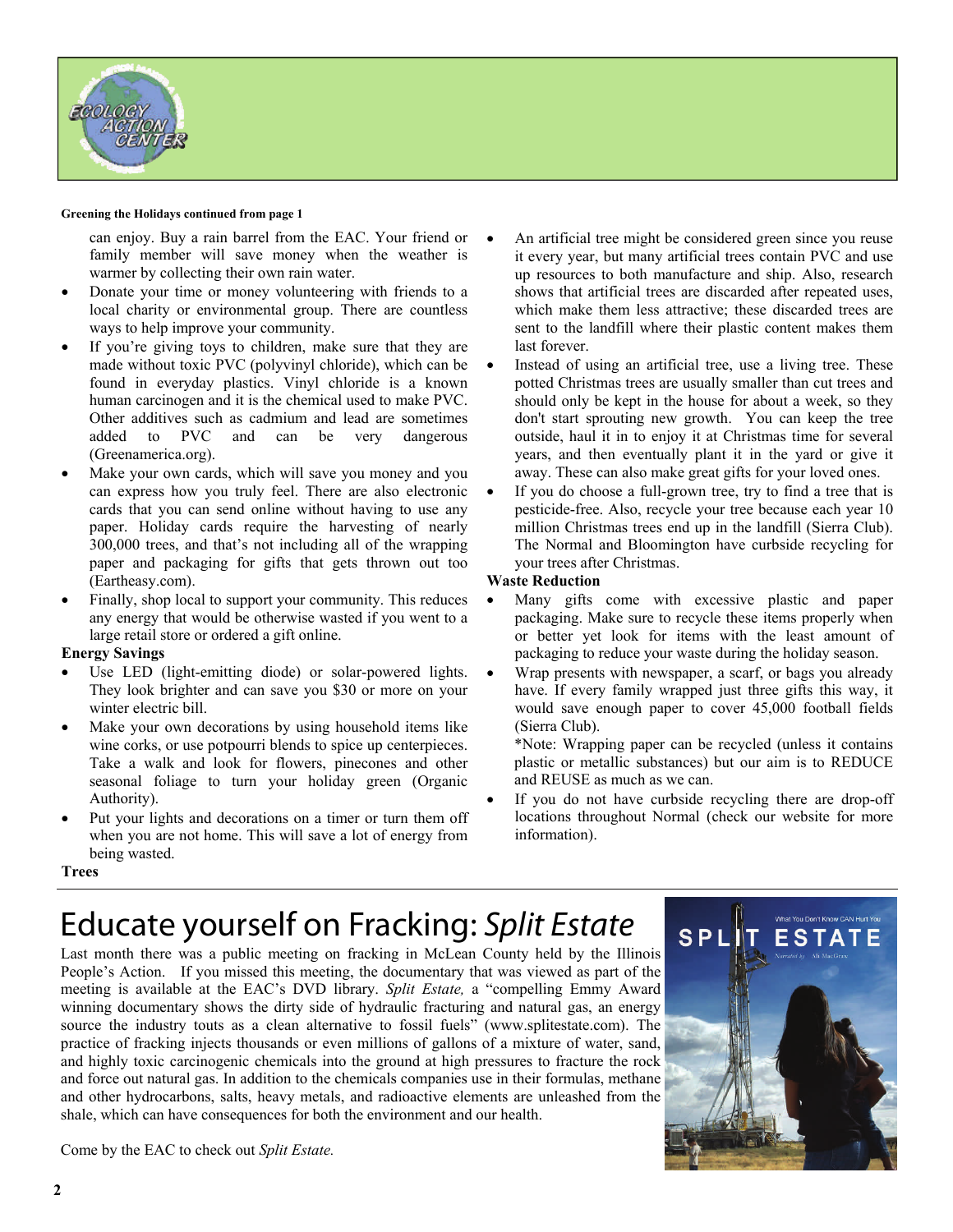**Greening the Holidays continued from page 1**

can enjoy. Buy a rain barrel from the EAC. Your friend or family member will save money when the weather is warmer by collecting their own rain water.

- Donate your time or money volunteering with friends to a local charity or environmental group. There are countless ways to help improve your community.
- If you're giving toys to children, make sure that they are made without toxic PVC (polyvinyl chloride), which can be found in everyday plastics. Vinyl chloride is a known human carcinogen and it is the chemical used to make PVC. Other additives such as cadmium and lead are sometimes added to PVC and can be very dangerous (Greenamerica.org).
- Make your own cards, which will save you money and you can express how you truly feel. There are also electronic cards that you can send online without having to use any paper. Holiday cards require the harvesting of nearly 300,000 trees, and that's not including all of the wrapping paper and packaging for gifts that gets thrown out too (Eartheasy.com).
- Finally, shop local to support your community. This reduces any energy that would be otherwise wasted if you went to a large retail store or ordered a gift online.

**Energy Savings**

- Use LED (light-emitting diode) or solar-powered lights. They look brighter and can save you $30 or more on your winter electric bill.
- Make your own decorations by using household items like wine corks, or use potpourri blends to spice up centerpieces. Take a walk and look for flowers, pinecones and other seasonal foliage to turn your holiday green (Organic Authority).
- Put your lights and decorations on a timer or turn them off when you are not home. This will save a lot of energy from being wasted.

**Trees**

- An artificial tree might be considered green since you reuse it every year, but many artificial trees contain PVC and use up resources to both manufacture and ship. Also, research shows that artificial trees are discarded after repeated uses, which make them less attractive; these discarded trees are sent to the landfill where their plastic content makes them last forever.
- Instead of using an artificial tree, use a living tree. These potted Christmas trees are usually smaller than cut trees and should only be kept in the house for about a week, so they don't start sprouting new growth. You can keep the tree outside, haul it in to enjoy it at Christmas time for several years, and then eventually plant it in the yard or give it away. These can also make great gifts for your loved ones.
- If you do choose a full-grown tree, try to find a tree that is pesticide-free. Also, recycle your tree because each year 10 million Christmas trees end up in the landfill (Sierra Club). The Normal and Bloomington have curbside recycling for your trees after Christmas.

**Waste Reduction**

- Many gifts come with excessive plastic and paper packaging. Make sure to recycle these items properly when or better yet look for items with the least amount of packaging to reduce your waste during the holiday season.
- Wrap presents with newspaper, a scarf, or bags you already have. If every family wrapped just three gifts this way, it would save enough paper to cover 45,000 football fields (Sierra Club).
  *Note: Wrapping paper can be recycled (unless it contains plastic or metallic substances) but our aim is to REDUCE and REUSE as much as we can.
- If you do not have curbside recycling there are drop-off locations throughout Normal (check our website for more information).

# Educate yourself on Fracking: *Split Estate*

Last month there was a public meeting on fracking in McLean County held by the Illinois People's Action. If you missed this meeting, the documentary that was viewed as part of the meeting is available at the EAC's DVD library. *Split Estate,* a "compelling Emmy Award winning documentary shows the dirty side of hydraulic fracturing and natural gas, an energy source the industry touts as a clean alternative to fossil fuels" (www.splitestate.com). The practice of fracking injects thousands or even millions of gallons of a mixture of water, sand, and highly toxic carcinogenic chemicals into the ground at high pressures to fracture the rock and force out natural gas. In addition to the chemicals companies use in their formulas, methane and other hydrocarbons, salts, heavy metals, and radioactive elements are unleashed from the shale, which can have consequences for both the environment and our health.

Come by the EAC to check out *Split Estate.*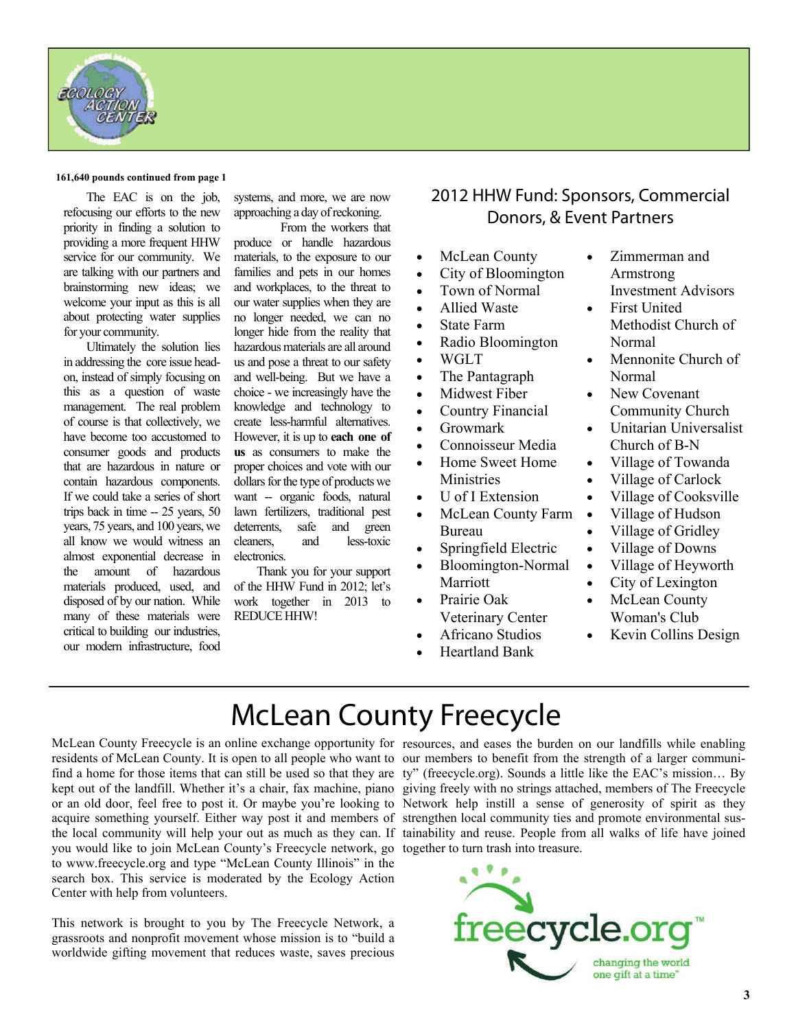**161,640 pounds continued from page 1**

The EAC is on the job, refocusing our efforts to the new priority in finding a solution to providing a more frequent HHW service for our community. We are talking with our partners and brainstorming new ideas; we welcome your input as this is all about protecting water supplies for your community.

Ultimately the solution lies in addressing the core issue head-on, instead of simply focusing on this as a question of waste management. The real problem of course is that collectively, we have become too accustomed to consumer goods and products that are hazardous in nature or contain hazardous components. If we could take a series of short trips back in time -- 25 years, 50 years, 75 years, and 100 years, we all know we would witness an almost exponential decrease in the amount of hazardous materials produced, used, and disposed of by our nation. While many of these materials were critical to building our industries, our modern infrastructure, food systems, and more, we are now approaching a day of reckoning.

From the workers that produce or handle hazardous materials, to the exposure to our families and pets in our homes and workplaces, to the threat to our water supplies when they are no longer needed, we can no longer hide from the reality that hazardous materials are all around us and pose a threat to our safety and well-being. But we have a choice - we increasingly have the knowledge and technology to create less-harmful alternatives. However, it is up to **each one of us** as consumers to make the proper choices and vote with our dollars for the type of products we want -- organic foods, natural lawn fertilizers, traditional pest deterrents, safe and green cleaners, and less-toxic electronics.

Thank you for your support of the HHW Fund in 2012; let's work together in 2013 to REDUCE HHW!

## 2012 HHW Fund: Sponsors, Commercial Donors, & Event Partners

- McLean County
- City of Bloomington
- Town of Normal
- Allied Waste
- State Farm
- Radio Bloomington
- WGLT
- The Pantagraph
- Midwest Fiber
- Country Financial
- Growmark
- Connoisseur Media
- Home Sweet Home Ministries
- U of I Extension
- McLean County Farm Bureau
- Springfield Electric
- Bloomington-Normal Marriott
- Prairie Oak Veterinary Center
- Africano Studios
- Heartland Bank
- Zimmerman and Armstrong Investment Advisors
- First United Methodist Church of Normal
- Mennonite Church of Normal
- New Covenant Community Church
- Unitarian Universalist Church of B-N
- Village of Towanda
- Village of Carlock
- Village of Cooksville
- Village of Hudson
- Village of Gridley
- Village of Downs
- Village of Heyworth
- City of Lexington
- McLean County Woman's Club
- Kevin Collins Design

# McLean County Freecycle

McLean County Freecycle is an online exchange opportunity for residents of McLean County. It is open to all people who want to find a home for those items that can still be used so that they are kept out of the landfill. Whether it's a chair, fax machine, piano or an old door, feel free to post it. Or maybe you're looking to acquire something yourself. Either way post it and members of the local community will help your out as much as they can. If you would like to join McLean County's Freecycle network, go to www.freecycle.org and type "McLean County Illinois" in the search box. This service is moderated by the Ecology Action Center with help from volunteers.

This network is brought to you by The Freecycle Network, a grassroots and nonprofit movement whose mission is to "build a worldwide gifting movement that reduces waste, saves precious resources, and eases the burden on our landfills while enabling our members to benefit from the strength of a larger community" (freecycle.org). Sounds a little like the EAC's mission… By giving freely with no strings attached, members of The Freecycle Network help instill a sense of generosity of spirit as they strengthen local community ties and promote environmental sustainability and reuse. People from all walks of life have joined together to turn trash into treasure.

freecycle.org™ changing the world one gift at a time™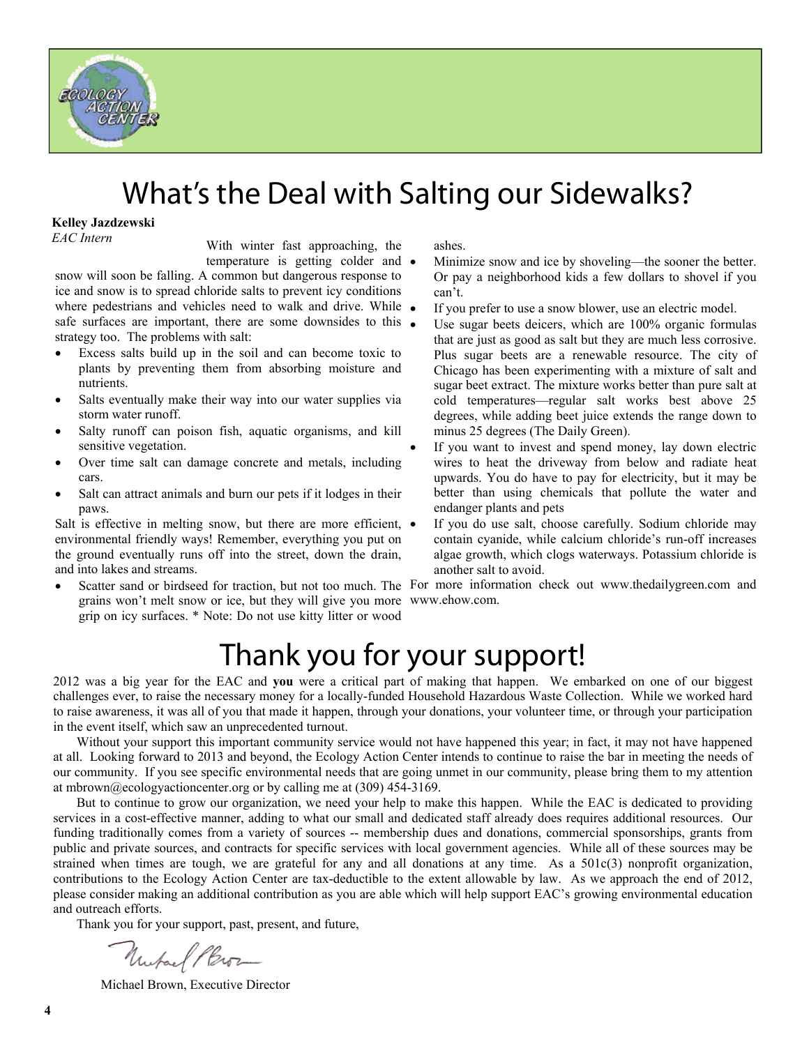# What's the Deal with Salting our Sidewalks?

**Kelley Jazdzewski**
*EAC Intern*

With winter fast approaching, the temperature is getting colder and snow will soon be falling. A common but dangerous response to ice and snow is to spread chloride salts to prevent icy conditions where pedestrians and vehicles need to walk and drive. While safe surfaces are important, there are some downsides to this strategy too. The problems with salt:

- Excess salts build up in the soil and can become toxic to plants by preventing them from absorbing moisture and nutrients.
- Salts eventually make their way into our water supplies via storm water runoff.
- Salty runoff can poison fish, aquatic organisms, and kill sensitive vegetation.
- Over time salt can damage concrete and metals, including cars.
- Salt can attract animals and burn our pets if it lodges in their paws.

Salt is effective in melting snow, but there are more efficient, environmental friendly ways! Remember, everything you put on the ground eventually runs off into the street, down the drain, and into lakes and streams.

- Scatter sand or birdseed for traction, but not too much. The grains won't melt snow or ice, but they will give you more grip on icy surfaces. * Note: Do not use kitty litter or wood ashes.
- Minimize snow and ice by shoveling—the sooner the better. Or pay a neighborhood kids a few dollars to shovel if you can't.
- If you prefer to use a snow blower, use an electric model.
- Use sugar beets deicers, which are 100% organic formulas that are just as good as salt but they are much less corrosive. Plus sugar beets are a renewable resource. The city of Chicago has been experimenting with a mixture of salt and sugar beet extract. The mixture works better than pure salt at cold temperatures—regular salt works best above 25 degrees, while adding beet juice extends the range down to minus 25 degrees (The Daily Green).
- If you want to invest and spend money, lay down electric wires to heat the driveway from below and radiate heat upwards. You do have to pay for electricity, but it may be better than using chemicals that pollute the water and endanger plants and pets
- If you do use salt, choose carefully. Sodium chloride may contain cyanide, while calcium chloride's run-off increases algae growth, which clogs waterways. Potassium chloride is another salt to avoid.

For more information check out www.thedailygreen.com and www.ehow.com.

# Thank you for your support!

2012 was a big year for the EAC and **you** were a critical part of making that happen. We embarked on one of our biggest challenges ever, to raise the necessary money for a locally-funded Household Hazardous Waste Collection. While we worked hard to raise awareness, it was all of you that made it happen, through your donations, your volunteer time, or through your participation in the event itself, which saw an unprecedented turnout.

Without your support this important community service would not have happened this year; in fact, it may not have happened at all. Looking forward to 2013 and beyond, the Ecology Action Center intends to continue to raise the bar in meeting the needs of our community. If you see specific environmental needs that are going unmet in our community, please bring them to my attention at mbrown@ecologyactioncenter.org or by calling me at (309) 454-3169.

But to continue to grow our organization, we need your help to make this happen. While the EAC is dedicated to providing services in a cost-effective manner, adding to what our small and dedicated staff already does requires additional resources. Our funding traditionally comes from a variety of sources -- membership dues and donations, commercial sponsorships, grants from public and private sources, and contracts for specific services with local government agencies. While all of these sources may be strained when times are tough, we are grateful for any and all donations at any time. As a 501c(3) nonprofit organization, contributions to the Ecology Action Center are tax-deductible to the extent allowable by law. As we approach the end of 2012, please consider making an additional contribution as you are able which will help support EAC's growing environmental education and outreach efforts.

Thank you for your support, past, present, and future,

Michael Brown, Executive Director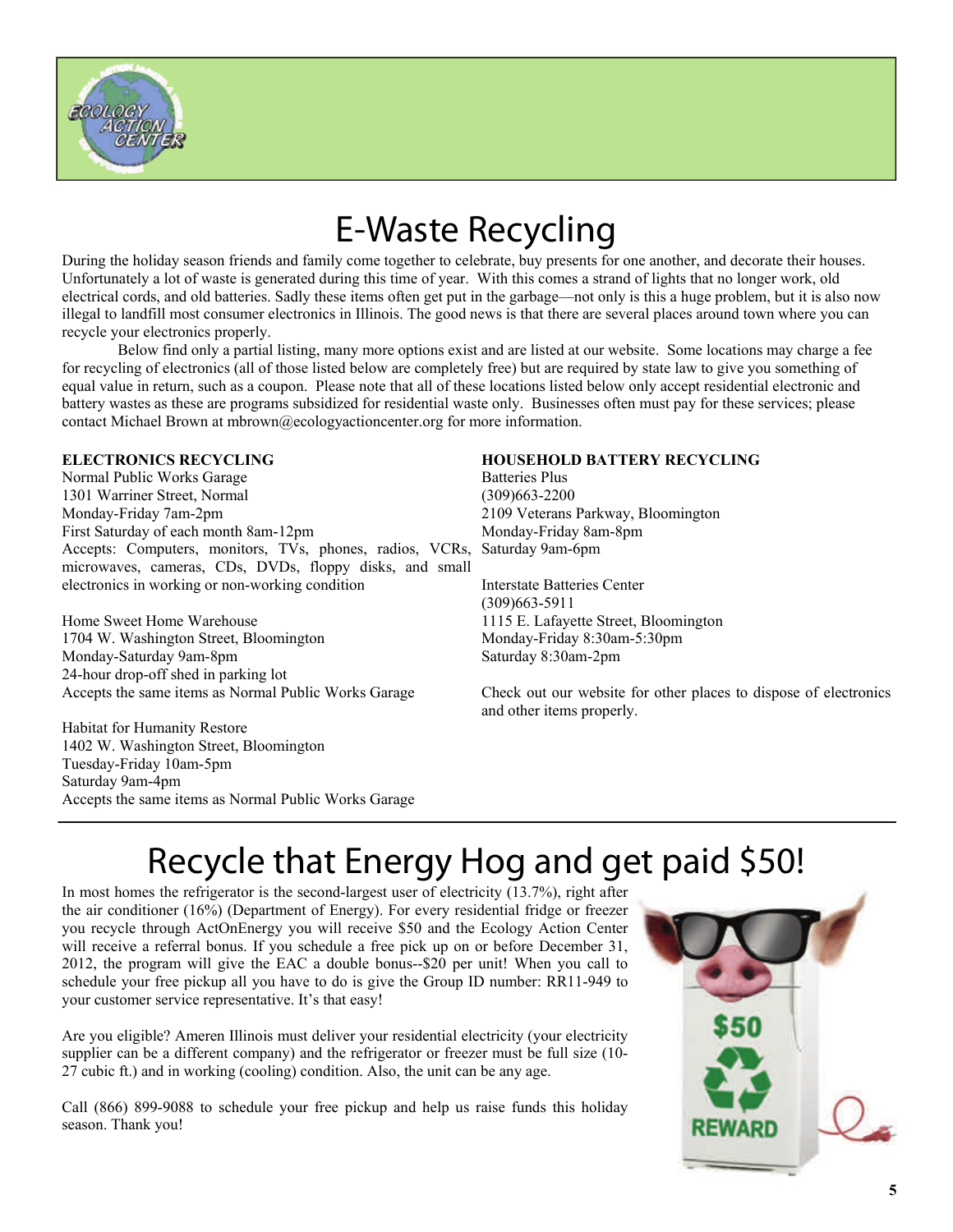# E-Waste Recycling

During the holiday season friends and family come together to celebrate, buy presents for one another, and decorate their houses. Unfortunately a lot of waste is generated during this time of year. With this comes a strand of lights that no longer work, old electrical cords, and old batteries. Sadly these items often get put in the garbage—not only is this a huge problem, but it is also now illegal to landfill most consumer electronics in Illinois. The good news is that there are several places around town where you can recycle your electronics properly.

Below find only a partial listing, many more options exist and are listed at our website. Some locations may charge a fee for recycling of electronics (all of those listed below are completely free) but are required by state law to give you something of equal value in return, such as a coupon. Please note that all of these locations listed below only accept residential electronic and battery wastes as these are programs subsidized for residential waste only. Businesses often must pay for these services; please contact Michael Brown at mbrown@ecologyactioncenter.org for more information.

**ELECTRONICS RECYCLING**

Normal Public Works Garage
1301 Warriner Street, Normal
Monday-Friday 7am-2pm
First Saturday of each month 8am-12pm
Accepts: Computers, monitors, TVs, phones, radios, VCRs, microwaves, cameras, CDs, DVDs, floppy disks, and small electronics in working or non-working condition

Home Sweet Home Warehouse
1704 W. Washington Street, Bloomington
Monday-Saturday 9am-8pm
24-hour drop-off shed in parking lot
Accepts the same items as Normal Public Works Garage

Habitat for Humanity Restore
1402 W. Washington Street, Bloomington
Tuesday-Friday 10am-5pm
Saturday 9am-4pm
Accepts the same items as Normal Public Works Garage

**HOUSEHOLD BATTERY RECYCLING**

Batteries Plus
(309)663-2200
2109 Veterans Parkway, Bloomington
Monday-Friday 8am-8pm
Saturday 9am-6pm

Interstate Batteries Center
(309)663-5911
1115 E. Lafayette Street, Bloomington
Monday-Friday 8:30am-5:30pm
Saturday 8:30am-2pm

Check out our website for other places to dispose of electronics and other items properly.

# Recycle that Energy Hog and get paid $50!

In most homes the refrigerator is the second-largest user of electricity (13.7%), right after the air conditioner (16%) (Department of Energy). For every residential fridge or freezer you recycle through ActOnEnergy you will receive $50 and the Ecology Action Center will receive a referral bonus. If you schedule a free pick up on or before December 31, 2012, the program will give the EAC a double bonus--$20 per unit! When you call to schedule your free pickup all you have to do is give the Group ID number: RR11-949 to your customer service representative. It's that easy!

Are you eligible? Ameren Illinois must deliver your residential electricity (your electricity supplier can be a different company) and the refrigerator or freezer must be full size (10-27 cubic ft.) and in working (cooling) condition. Also, the unit can be any age.

Call (866) 899-9088 to schedule your free pickup and help us raise funds this holiday season. Thank you!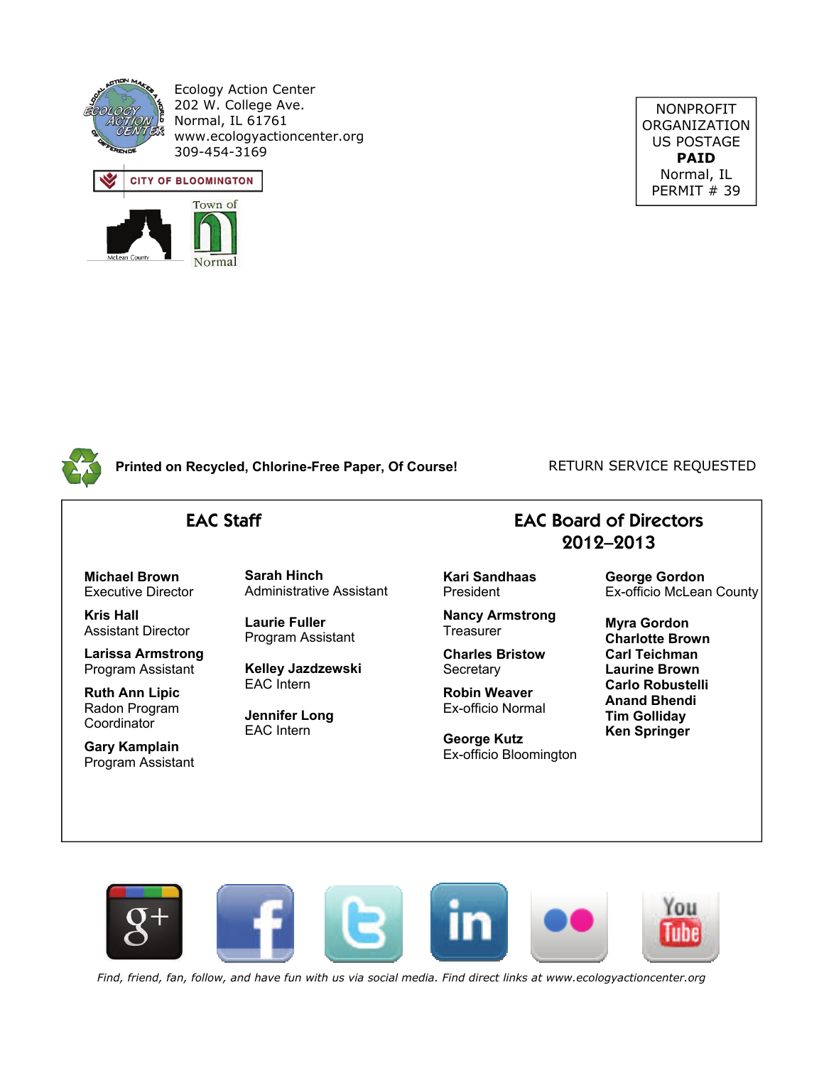Ecology Action Center
202 W. College Ave.
Normal, IL 61761
www.ecologyactioncenter.org
309-454-3169

CITY OF BLOOMINGTON

McLean County

Town of Normal

NONPROFIT
ORGANIZATION
US POSTAGE
**PAID**
Normal, IL
PERMIT # 39

**Printed on Recycled, Chlorine-Free Paper, Of Course!**

RETURN SERVICE REQUESTED

## EAC Staff

**Michael Brown**
Executive Director

**Kris Hall**
Assistant Director

**Larissa Armstrong**
Program Assistant

**Ruth Ann Lipic**
Radon Program Coordinator

**Gary Kamplain**
Program Assistant

**Sarah Hinch**
Administrative Assistant

**Laurie Fuller**
Program Assistant

**Kelley Jazdzewski**
EAC Intern

**Jennifer Long**
EAC Intern

## EAC Board of Directors 2012–2013

**Kari Sandhaas**
President

**Nancy Armstrong**
Treasurer

**Charles Bristow**
Secretary

**Robin Weaver**
Ex-officio Normal

**George Kutz**
Ex-officio Bloomington

**George Gordon**
Ex-officio McLean County

**Myra Gordon**
**Charlotte Brown**
**Carl Teichman**
**Laurine Brown**
**Carlo Robustelli**
**Anand Bhendi**
**Tim Golliday**
**Ken Springer**

*Find, friend, fan, follow, and have fun with us via social media. Find direct links at www.ecologyactioncenter.org*